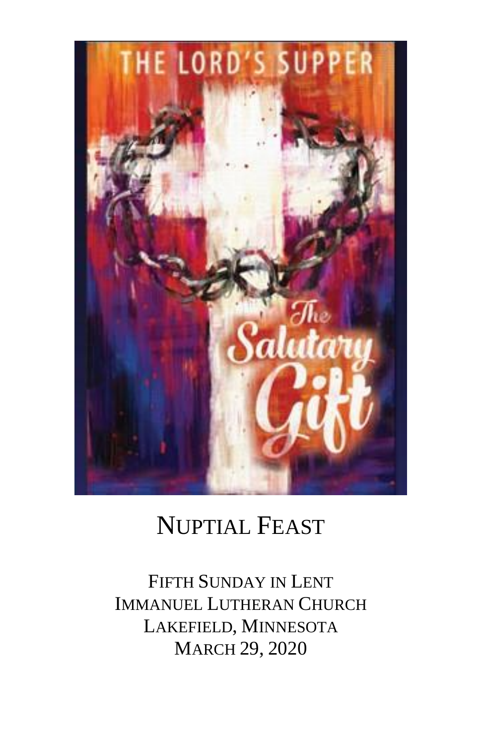THE LORD'S SUPPER

The Salutary Gift

# NUPTIAL FEAST

FIFTH SUNDAY IN LENT
IMMANUEL LUTHERAN CHURCH
LAKEFIELD, MINNESOTA
MARCH 29, 2020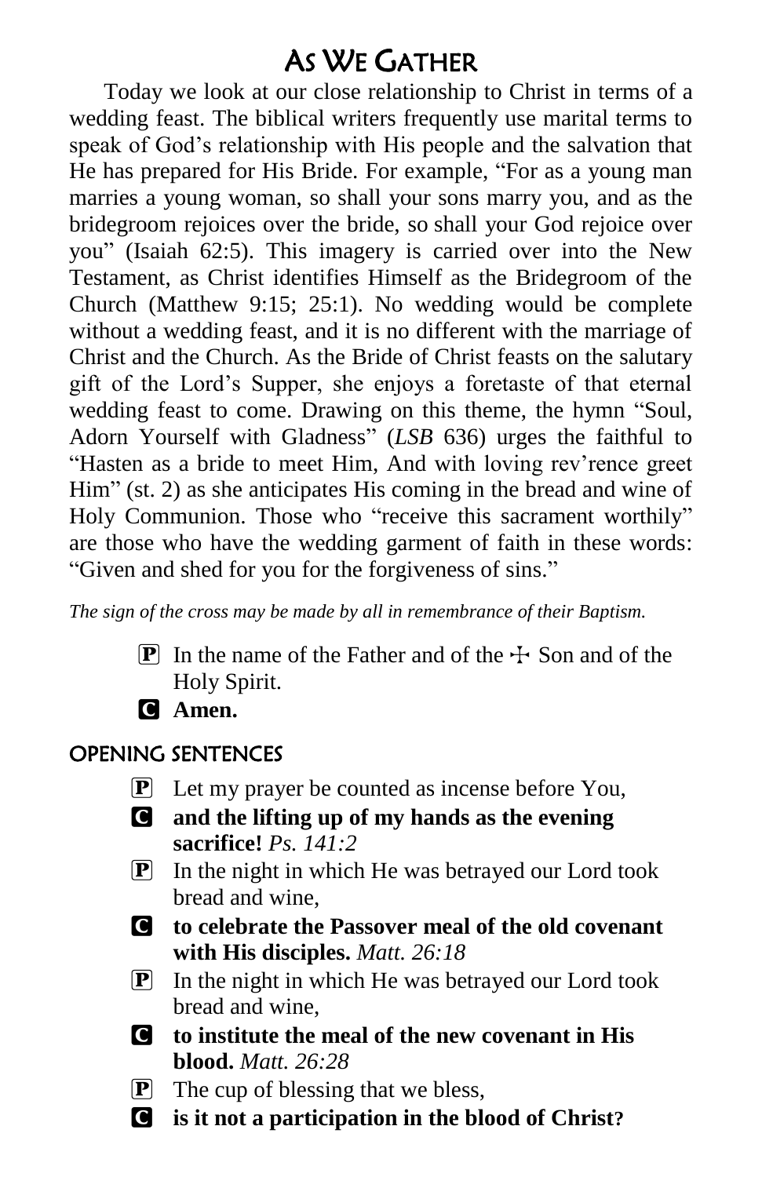# As We Gather

Today we look at our close relationship to Christ in terms of a wedding feast. The biblical writers frequently use marital terms to speak of God's relationship with His people and the salvation that He has prepared for His Bride. For example, "For as a young man marries a young woman, so shall your sons marry you, and as the bridegroom rejoices over the bride, so shall your God rejoice over you" (Isaiah 62:5). This imagery is carried over into the New Testament, as Christ identifies Himself as the Bridegroom of the Church (Matthew 9:15; 25:1). No wedding would be complete without a wedding feast, and it is no different with the marriage of Christ and the Church. As the Bride of Christ feasts on the salutary gift of the Lord's Supper, she enjoys a foretaste of that eternal wedding feast to come. Drawing on this theme, the hymn "Soul, Adorn Yourself with Gladness" (*LSB* 636) urges the faithful to "Hasten as a bride to meet Him, And with loving rev'rence greet Him" (st. 2) as she anticipates His coming in the bread and wine of Holy Communion. Those who "receive this sacrament worthily" are those who have the wedding garment of faith in these words: "Given and shed for you for the forgiveness of sins."

*The sign of the cross may be made by all in remembrance of their Baptism.*

P In the name of the Father and of the ☩ Son and of the Holy Spirit.

C **Amen.**

## OPENING SENTENCES

P Let my prayer be counted as incense before You,

C **and the lifting up of my hands as the evening sacrifice!** *Ps. 141:2*

P In the night in which He was betrayed our Lord took bread and wine,

C **to celebrate the Passover meal of the old covenant with His disciples.** *Matt. 26:18*

P In the night in which He was betrayed our Lord took bread and wine,

C **to institute the meal of the new covenant in His blood.** *Matt. 26:28*

P The cup of blessing that we bless,

C **is it not a participation in the blood of Christ?**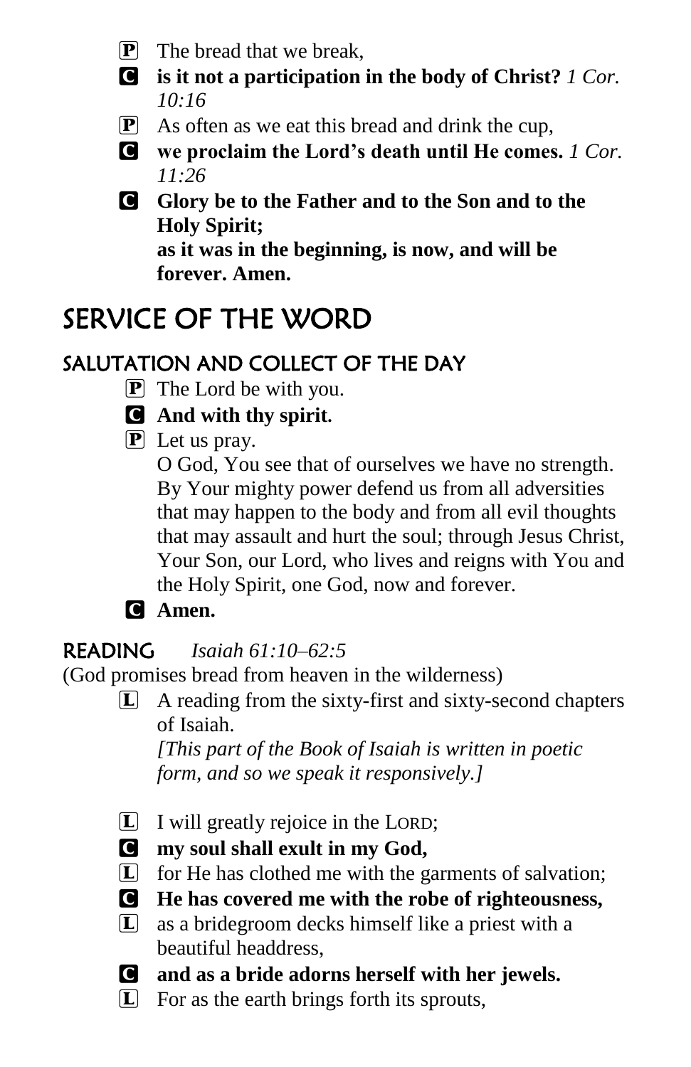**P** The bread that we break,

**C** **is it not a participation in the body of Christ?** *1 Cor. 10:16*

**P** As often as we eat this bread and drink the cup,

**C** **we proclaim the Lord's death until He comes.** *1 Cor. 11:26*

**C** **Glory be to the Father and to the Son and to the Holy Spirit;**
**as it was in the beginning, is now, and will be forever. Amen.**

# SERVICE OF THE WORD

## SALUTATION AND COLLECT OF THE DAY

**P** The Lord be with you.

**C** **And with thy spirit.**

**P** Let us pray.
O God, You see that of ourselves we have no strength. By Your mighty power defend us from all adversities that may happen to the body and from all evil thoughts that may assault and hurt the soul; through Jesus Christ, Your Son, our Lord, who lives and reigns with You and the Holy Spirit, one God, now and forever.

**C** **Amen.**

## READING *Isaiah 61:10–62:5*

(God promises bread from heaven in the wilderness)

**L** A reading from the sixty-first and sixty-second chapters of Isaiah.
*[This part of the Book of Isaiah is written in poetic form, and so we speak it responsively.]*

**L** I will greatly rejoice in the LORD;

**C** **my soul shall exult in my God,**

**L** for He has clothed me with the garments of salvation;

**C** **He has covered me with the robe of righteousness,**

**L** as a bridegroom decks himself like a priest with a beautiful headdress,

**C** **and as a bride adorns herself with her jewels.**

**L** For as the earth brings forth its sprouts,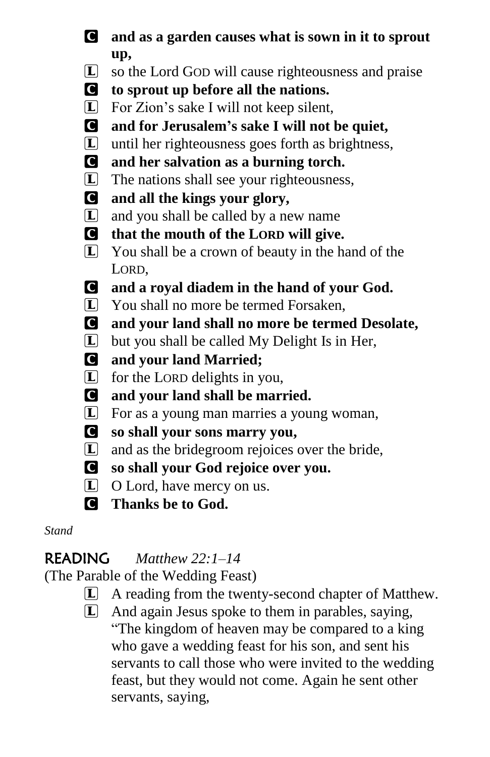**C** **and as a garden causes what is sown in it to sprout up,**

**L** so the Lord GOD will cause righteousness and praise

**C** **to sprout up before all the nations.**

**L** For Zion's sake I will not keep silent,

**C** **and for Jerusalem's sake I will not be quiet,**

**L** until her righteousness goes forth as brightness,

**C** **and her salvation as a burning torch.**

**L** The nations shall see your righteousness,

**C** **and all the kings your glory,**

**L** and you shall be called by a new name

**C** **that the mouth of the LORD will give.**

**L** You shall be a crown of beauty in the hand of the LORD,

**C** **and a royal diadem in the hand of your God.**

**L** You shall no more be termed Forsaken,

**C** **and your land shall no more be termed Desolate,**

**L** but you shall be called My Delight Is in Her,

**C** **and your land Married;**

**L** for the LORD delights in you,

**C** **and your land shall be married.**

**L** For as a young man marries a young woman,

**C** **so shall your sons marry you,**

**L** and as the bridegroom rejoices over the bride,

**C** **so shall your God rejoice over you.**

**L** O Lord, have mercy on us.

**C** **Thanks be to God.**

*Stand*

## READING *Matthew 22:1–14*

(The Parable of the Wedding Feast)

**L** A reading from the twenty-second chapter of Matthew.

**L** And again Jesus spoke to them in parables, saying, "The kingdom of heaven may be compared to a king who gave a wedding feast for his son, and sent his servants to call those who were invited to the wedding feast, but they would not come. Again he sent other servants, saying,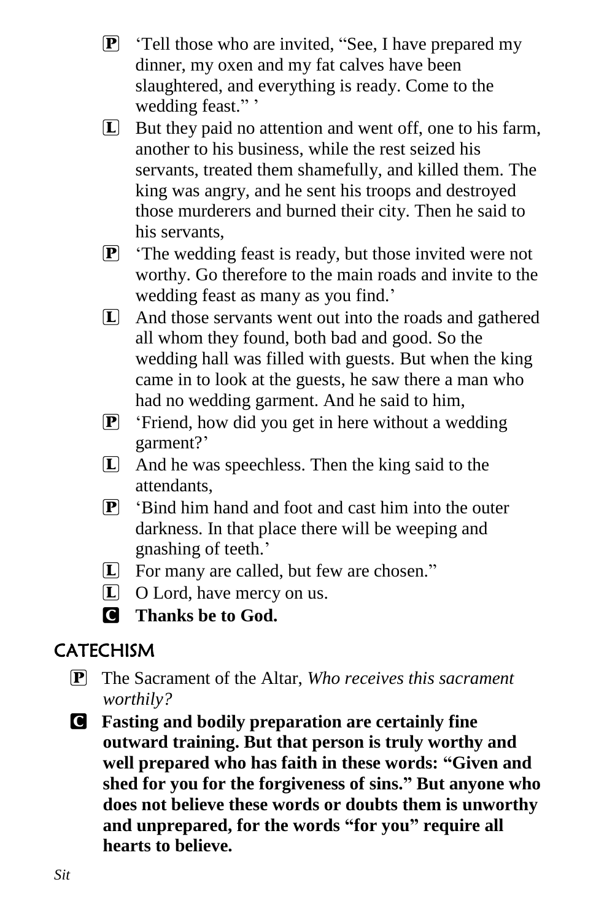**P** 'Tell those who are invited, "See, I have prepared my dinner, my oxen and my fat calves have been slaughtered, and everything is ready. Come to the wedding feast." '

**L** But they paid no attention and went off, one to his farm, another to his business, while the rest seized his servants, treated them shamefully, and killed them. The king was angry, and he sent his troops and destroyed those murderers and burned their city. Then he said to his servants,

**P** 'The wedding feast is ready, but those invited were not worthy. Go therefore to the main roads and invite to the wedding feast as many as you find.'

**L** And those servants went out into the roads and gathered all whom they found, both bad and good. So the wedding hall was filled with guests. But when the king came in to look at the guests, he saw there a man who had no wedding garment. And he said to him,

**P** 'Friend, how did you get in here without a wedding garment?'

**L** And he was speechless. Then the king said to the attendants,

**P** 'Bind him hand and foot and cast him into the outer darkness. In that place there will be weeping and gnashing of teeth.'

**L** For many are called, but few are chosen."

**L** O Lord, have mercy on us.

**C** **Thanks be to God.**

## CATECHISM

**P** The Sacrament of the Altar, *Who receives this sacrament worthily?*

**C** **Fasting and bodily preparation are certainly fine outward training. But that person is truly worthy and well prepared who has faith in these words: "Given and shed for you for the forgiveness of sins." But anyone who does not believe these words or doubts them is unworthy and unprepared, for the words "for you" require all hearts to believe.**

*Sit*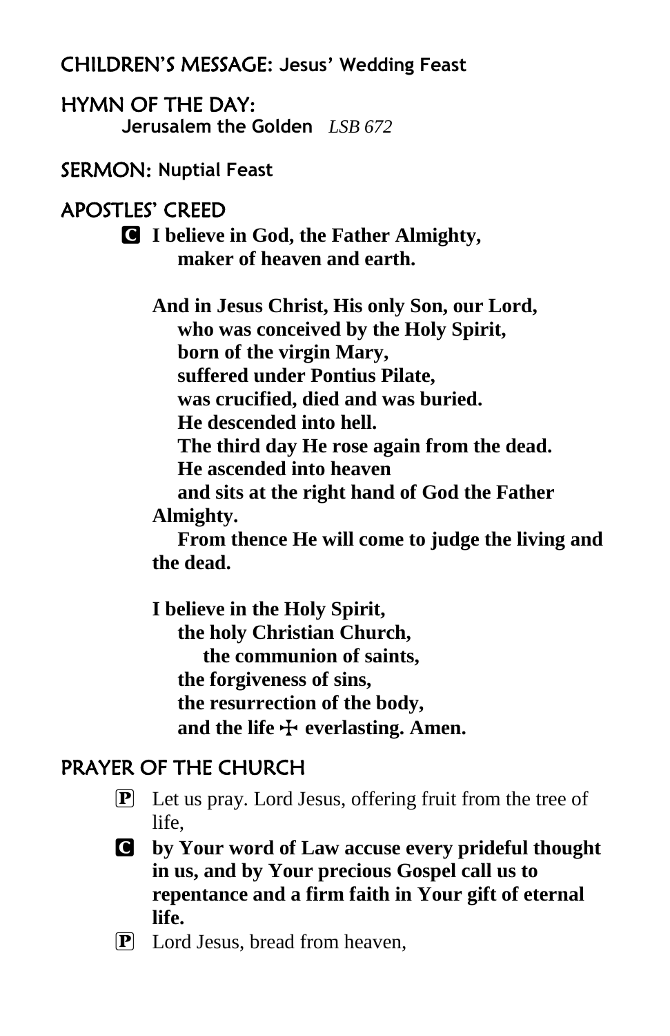## CHILDREN'S MESSAGE: Jesus' Wedding Feast

## HYMN OF THE DAY:

**Jerusalem the Golden** *LSB 672*

## SERMON: Nuptial Feast

## APOSTLES' CREED

**C** **I believe in God, the Father Almighty,
maker of heaven and earth.**

**And in Jesus Christ, His only Son, our Lord,
who was conceived by the Holy Spirit,
born of the virgin Mary,
suffered under Pontius Pilate,
was crucified, died and was buried.
He descended into hell.
The third day He rose again from the dead.
He ascended into heaven
and sits at the right hand of God the Father Almighty.
From thence He will come to judge the living and the dead.**

**I believe in the Holy Spirit,
the holy Christian Church,
the communion of saints,
the forgiveness of sins,
the resurrection of the body,
and the life ☩ everlasting. Amen.**

## PRAYER OF THE CHURCH

**P** Let us pray. Lord Jesus, offering fruit from the tree of life,

**C** **by Your word of Law accuse every prideful thought in us, and by Your precious Gospel call us to repentance and a firm faith in Your gift of eternal life.**

**P** Lord Jesus, bread from heaven,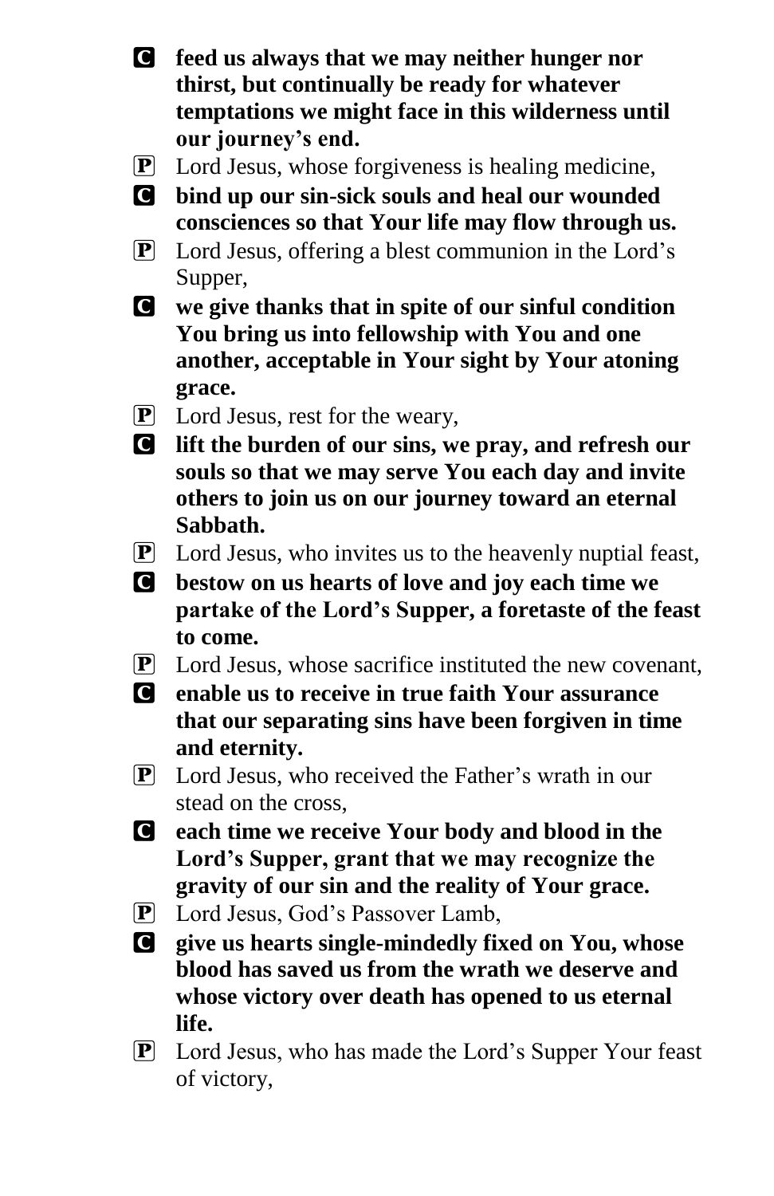**C** **feed us always that we may neither hunger nor thirst, but continually be ready for whatever temptations we might face in this wilderness until our journey's end.**

**P** Lord Jesus, whose forgiveness is healing medicine,

**C** **bind up our sin-sick souls and heal our wounded consciences so that Your life may flow through us.**

**P** Lord Jesus, offering a blest communion in the Lord's Supper,

**C** **we give thanks that in spite of our sinful condition You bring us into fellowship with You and one another, acceptable in Your sight by Your atoning grace.**

**P** Lord Jesus, rest for the weary,

**C** **lift the burden of our sins, we pray, and refresh our souls so that we may serve You each day and invite others to join us on our journey toward an eternal Sabbath.**

**P** Lord Jesus, who invites us to the heavenly nuptial feast,

**C** **bestow on us hearts of love and joy each time we partake of the Lord's Supper, a foretaste of the feast to come.**

**P** Lord Jesus, whose sacrifice instituted the new covenant,

**C** **enable us to receive in true faith Your assurance that our separating sins have been forgiven in time and eternity.**

**P** Lord Jesus, who received the Father's wrath in our stead on the cross,

**C** **each time we receive Your body and blood in the Lord's Supper, grant that we may recognize the gravity of our sin and the reality of Your grace.**

**P** Lord Jesus, God's Passover Lamb,

**C** **give us hearts single-mindedly fixed on You, whose blood has saved us from the wrath we deserve and whose victory over death has opened to us eternal life.**

**P** Lord Jesus, who has made the Lord's Supper Your feast of victory,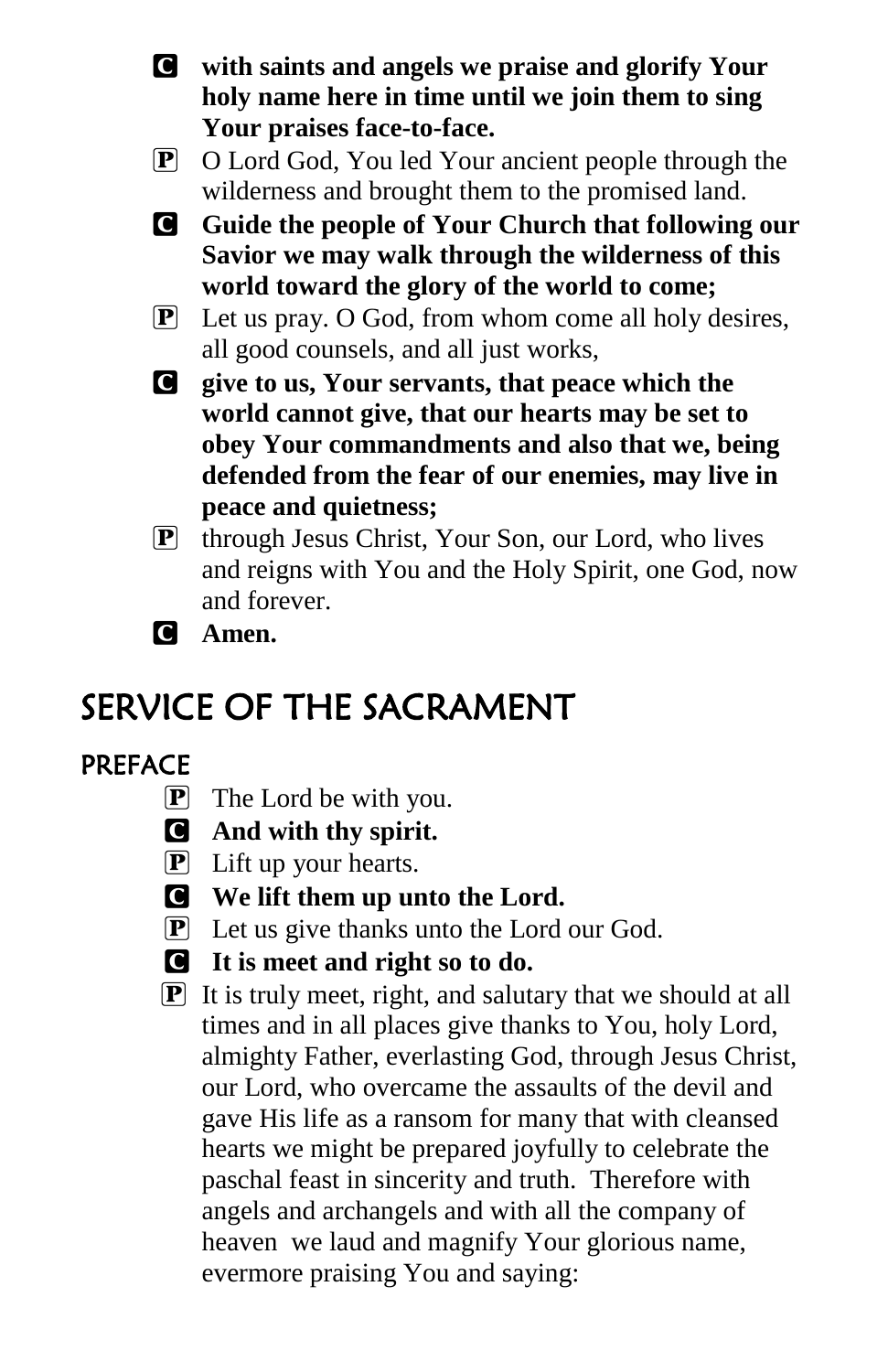**C** **with saints and angels we praise and glorify Your holy name here in time until we join them to sing Your praises face-to-face.**

**P** O Lord God, You led Your ancient people through the wilderness and brought them to the promised land.

**C** **Guide the people of Your Church that following our Savior we may walk through the wilderness of this world toward the glory of the world to come;**

**P** Let us pray. O God, from whom come all holy desires, all good counsels, and all just works,

**C** **give to us, Your servants, that peace which the world cannot give, that our hearts may be set to obey Your commandments and also that we, being defended from the fear of our enemies, may live in peace and quietness;**

**P** through Jesus Christ, Your Son, our Lord, who lives and reigns with You and the Holy Spirit, one God, now and forever.

**C** **Amen.**

# SERVICE OF THE SACRAMENT

## PREFACE

**P** The Lord be with you.

**C** **And with thy spirit.**

**P** Lift up your hearts.

**C** **We lift them up unto the Lord.**

**P** Let us give thanks unto the Lord our God.

**C** **It is meet and right so to do.**

**P** It is truly meet, right, and salutary that we should at all times and in all places give thanks to You, holy Lord, almighty Father, everlasting God, through Jesus Christ, our Lord, who overcame the assaults of the devil and gave His life as a ransom for many that with cleansed hearts we might be prepared joyfully to celebrate the paschal feast in sincerity and truth. Therefore with angels and archangels and with all the company of heaven we laud and magnify Your glorious name, evermore praising You and saying: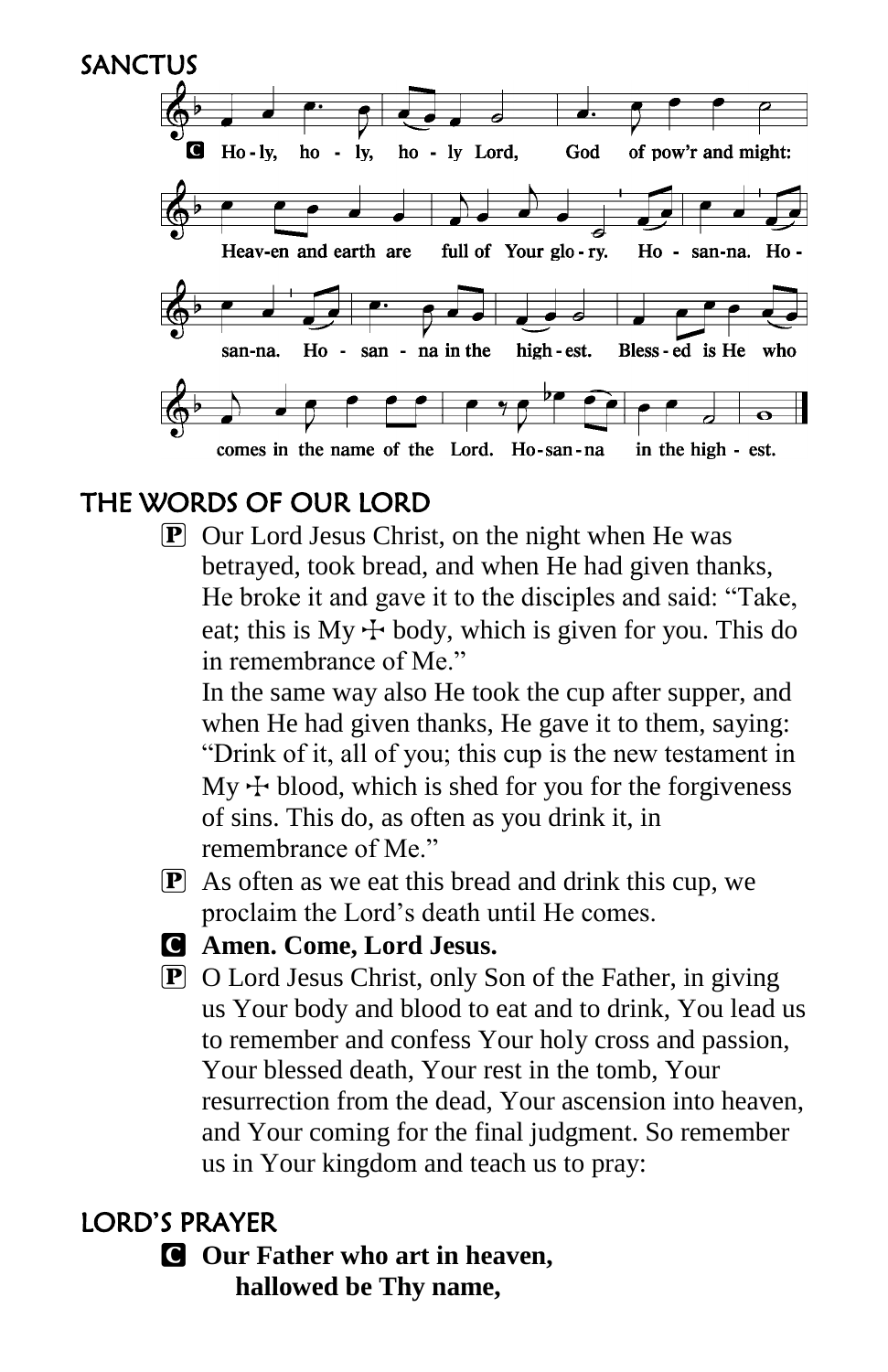## SANCTUS

C Ho-ly, ho-ly, ho-ly Lord, God of pow'r and might:
Heav-en and earth are full of Your glo-ry. Ho-san-na. Ho-san-na. Ho-san-na in the high-est. Bless-ed is He who comes in the name of the Lord. Ho-san-na in the high-est.

## THE WORDS OF OUR LORD

P Our Lord Jesus Christ, on the night when He was betrayed, took bread, and when He had given thanks, He broke it and gave it to the disciples and said: "Take, eat; this is My ☩ body, which is given for you. This do in remembrance of Me."
In the same way also He took the cup after supper, and when He had given thanks, He gave it to them, saying: "Drink of it, all of you; this cup is the new testament in My ☩ blood, which is shed for you for the forgiveness of sins. This do, as often as you drink it, in remembrance of Me."

P As often as we eat this bread and drink this cup, we proclaim the Lord's death until He comes.

C **Amen. Come, Lord Jesus.**

P O Lord Jesus Christ, only Son of the Father, in giving us Your body and blood to eat and to drink, You lead us to remember and confess Your holy cross and passion, Your blessed death, Your rest in the tomb, Your resurrection from the dead, Your ascension into heaven, and Your coming for the final judgment. So remember us in Your kingdom and teach us to pray:

## LORD'S PRAYER

C **Our Father who art in heaven,**
**hallowed be Thy name,**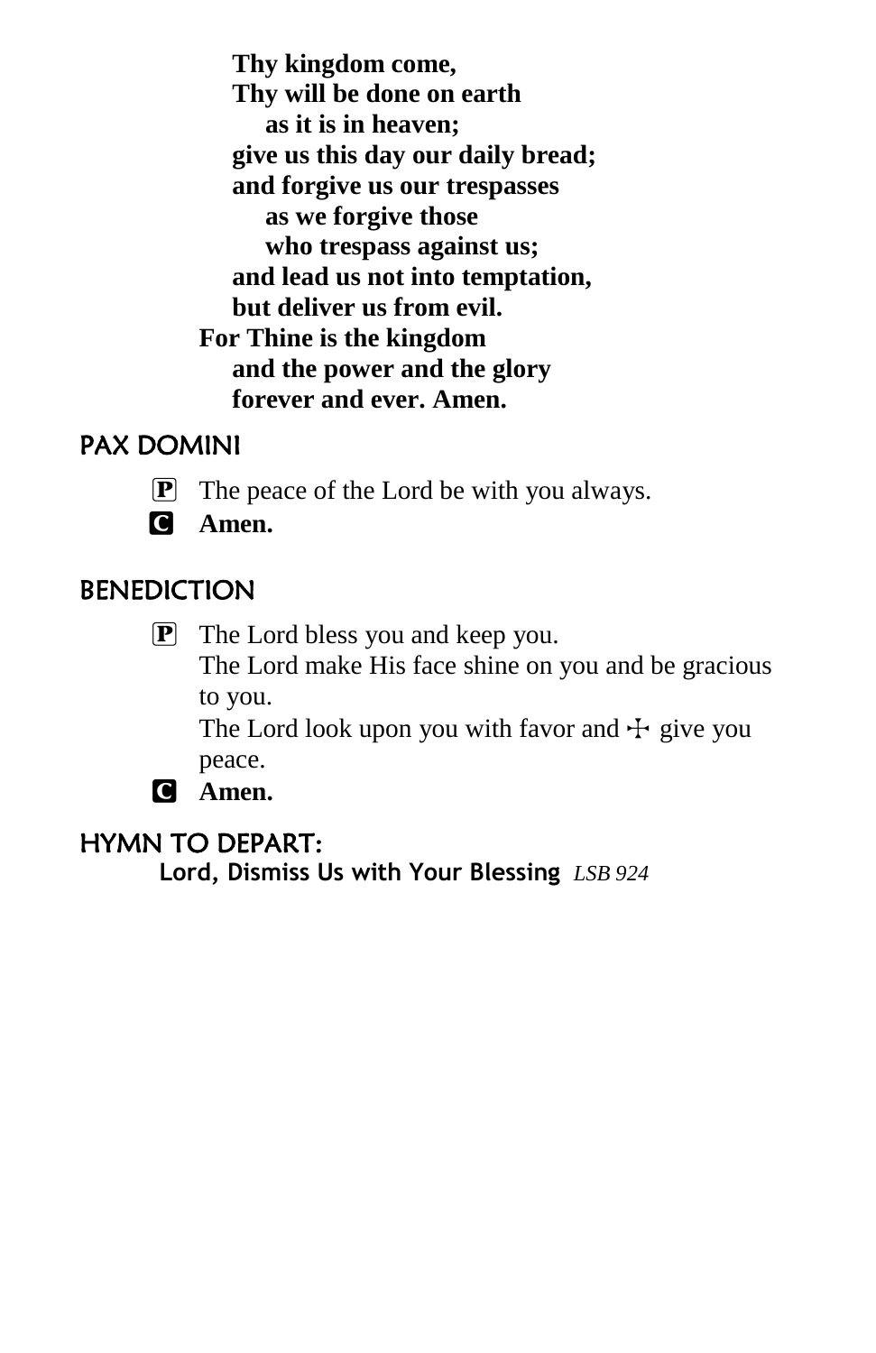**Thy kingdom come,**
**Thy will be done on earth**
**as it is in heaven;**
**give us this day our daily bread;**
**and forgive us our trespasses**
**as we forgive those**
**who trespass against us;**
**and lead us not into temptation,**
**but deliver us from evil.**
**For Thine is the kingdom**
**and the power and the glory**
**forever and ever. Amen.**

## PAX DOMINI

P The peace of the Lord be with you always.

C **Amen.**

## BENEDICTION

P The Lord bless you and keep you.
The Lord make His face shine on you and be gracious to you.
The Lord look upon you with favor and ☩ give you peace.

C **Amen.**

## HYMN TO DEPART:

**Lord, Dismiss Us with Your Blessing** *LSB 924*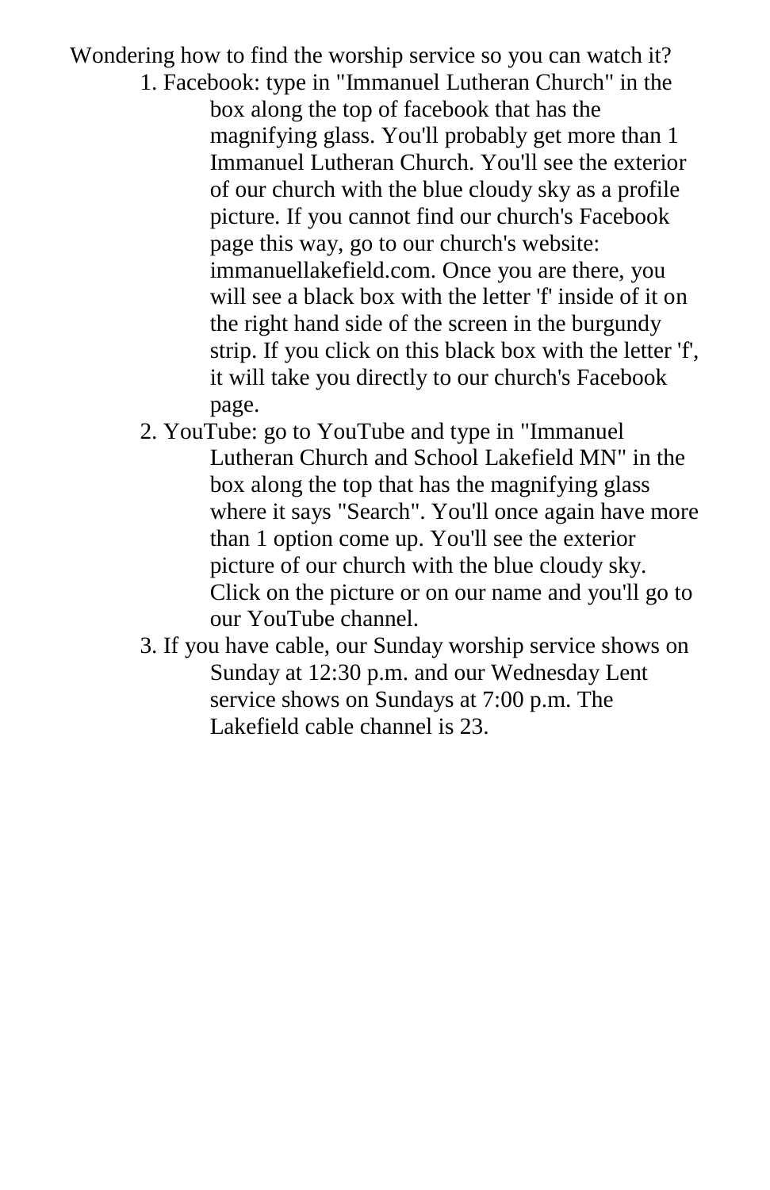Wondering how to find the worship service so you can watch it?

1. Facebook: type in "Immanuel Lutheran Church" in the box along the top of facebook that has the magnifying glass. You'll probably get more than 1 Immanuel Lutheran Church. You'll see the exterior of our church with the blue cloudy sky as a profile picture. If you cannot find our church's Facebook page this way, go to our church's website: immanuellakefield.com. Once you are there, you will see a black box with the letter 'f' inside of it on the right hand side of the screen in the burgundy strip. If you click on this black box with the letter 'f', it will take you directly to our church's Facebook page.
2. YouTube: go to YouTube and type in "Immanuel Lutheran Church and School Lakefield MN" in the box along the top that has the magnifying glass where it says "Search". You'll once again have more than 1 option come up. You'll see the exterior picture of our church with the blue cloudy sky. Click on the picture or on our name and you'll go to our YouTube channel.
3. If you have cable, our Sunday worship service shows on Sunday at 12:30 p.m. and our Wednesday Lent service shows on Sundays at 7:00 p.m. The Lakefield cable channel is 23.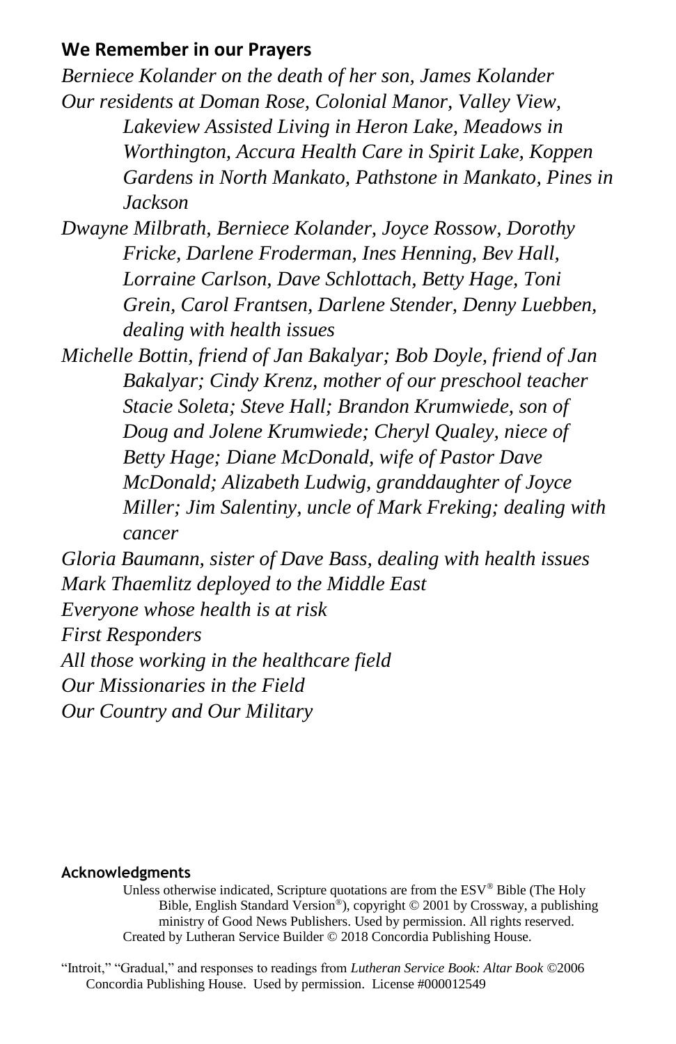## We Remember in our Prayers

*Berniece Kolander on the death of her son, James Kolander*

*Our residents at Doman Rose, Colonial Manor, Valley View, Lakeview Assisted Living in Heron Lake, Meadows in Worthington, Accura Health Care in Spirit Lake, Koppen Gardens in North Mankato, Pathstone in Mankato, Pines in Jackson*

*Dwayne Milbrath, Berniece Kolander, Joyce Rossow, Dorothy Fricke, Darlene Froderman, Ines Henning, Bev Hall, Lorraine Carlson, Dave Schlottach, Betty Hage, Toni Grein, Carol Frantsen, Darlene Stender, Denny Luebben, dealing with health issues*

*Michelle Bottin, friend of Jan Bakalyar; Bob Doyle, friend of Jan Bakalyar; Cindy Krenz, mother of our preschool teacher Stacie Soleta; Steve Hall; Brandon Krumwiede, son of Doug and Jolene Krumwiede; Cheryl Qualey, niece of Betty Hage; Diane McDonald, wife of Pastor Dave McDonald; Alizabeth Ludwig, granddaughter of Joyce Miller; Jim Salentiny, uncle of Mark Freking; dealing with cancer*

*Gloria Baumann, sister of Dave Bass, dealing with health issues*

*Mark Thaemlitz deployed to the Middle East*

*Everyone whose health is at risk*

*First Responders*

*All those working in the healthcare field*

*Our Missionaries in the Field*

*Our Country and Our Military*

**Acknowledgments**

Unless otherwise indicated, Scripture quotations are from the ESV® Bible (The Holy Bible, English Standard Version®), copyright © 2001 by Crossway, a publishing ministry of Good News Publishers. Used by permission. All rights reserved.
Created by Lutheran Service Builder © 2018 Concordia Publishing House.

"Introit," "Gradual," and responses to readings from *Lutheran Service Book: Altar Book* ©2006 Concordia Publishing House. Used by permission. License #000012549